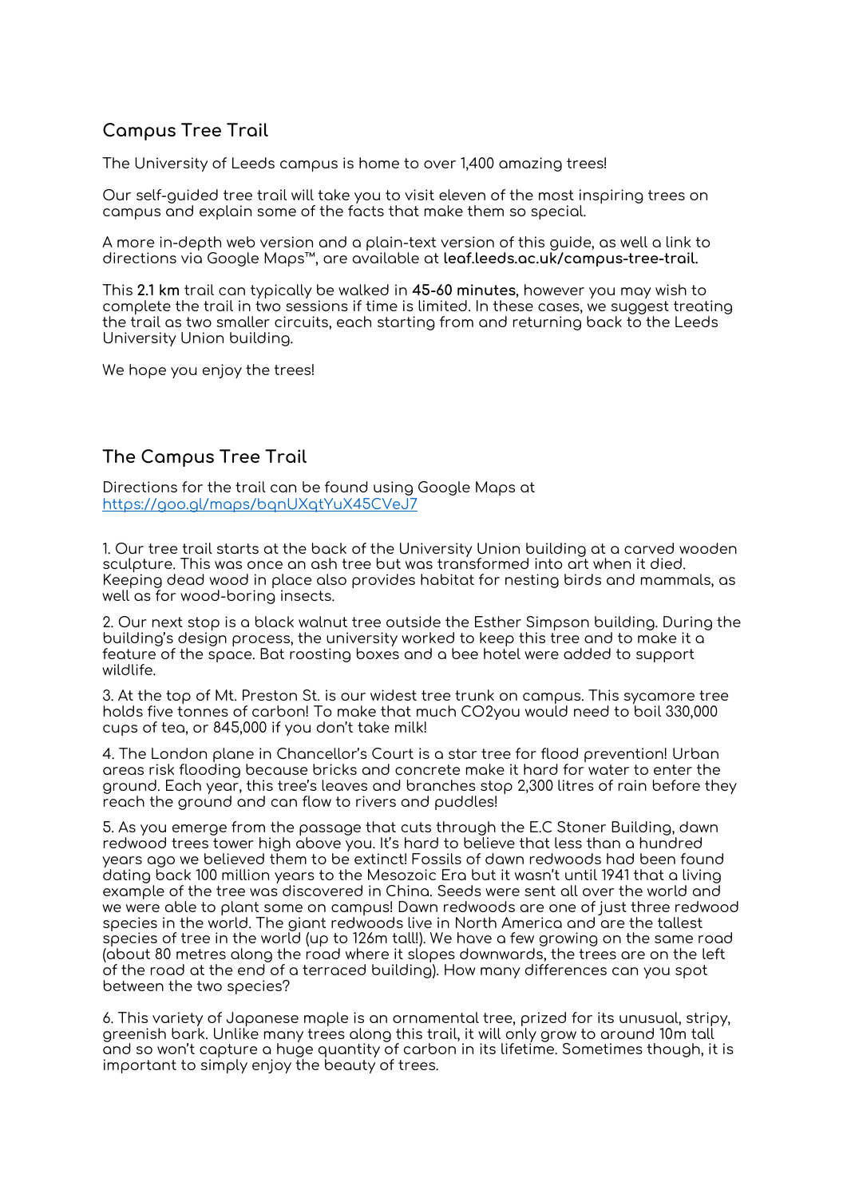## Campus Tree Trail

The University of Leeds campus is home to over 1,400 amazing trees!

Our self-guided tree trail will take you to visit eleven of the most inspiring trees on campus and explain some of the facts that make them so special.

A more in-depth web version and a plain-text version of this guide, as well a link to directions via Google Maps™, are available at **leaf.leeds.ac.uk/campus-tree-trail.**

This **2.1 km** trail can typically be walked in **45-60 minutes**, however you may wish to complete the trail in two sessions if time is limited. In these cases, we suggest treating the trail as two smaller circuits, each starting from and returning back to the Leeds University Union building.

We hope you enjoy the trees!

## The Campus Tree Trail

Directions for the trail can be found using Google Maps at [https://goo.gl/maps/bqnUXqtYuX45CVeJ7](https://goo.gl/maps/bqnUXqtYuX45CVeJ7)

1. Our tree trail starts at the back of the University Union building at a carved wooden sculpture. This was once an ash tree but was transformed into art when it died. Keeping dead wood in place also provides habitat for nesting birds and mammals, as well as for wood-boring insects.

2. Our next stop is a black walnut tree outside the Esther Simpson building. During the building's design process, the university worked to keep this tree and to make it a feature of the space. Bat roosting boxes and a bee hotel were added to support wildlife.

3. At the top of Mt. Preston St. is our widest tree trunk on campus. This sycamore tree holds five tonnes of carbon! To make that much $CO_2$you would need to boil 330,000 cups of tea, or 845,000 if you don't take milk!

4. The London plane in Chancellor's Court is a star tree for flood prevention! Urban areas risk flooding because bricks and concrete make it hard for water to enter the ground. Each year, this tree's leaves and branches stop 2,300 litres of rain before they reach the ground and can flow to rivers and puddles!

5. As you emerge from the passage that cuts through the E.C Stoner Building, dawn redwood trees tower high above you. It's hard to believe that less than a hundred years ago we believed them to be extinct! Fossils of dawn redwoods had been found dating back 100 million years to the Mesozoic Era but it wasn't until 1941 that a living example of the tree was discovered in China. Seeds were sent all over the world and we were able to plant some on campus! Dawn redwoods are one of just three redwood species in the world. The giant redwoods live in North America and are the tallest species of tree in the world (up to 126m tall!). We have a few growing on the same road (about 80 metres along the road where it slopes downwards, the trees are on the left of the road at the end of a terraced building). How many differences can you spot between the two species?

6. This variety of Japanese maple is an ornamental tree, prized for its unusual, stripy, greenish bark. Unlike many trees along this trail, it will only grow to around 10m tall and so won't capture a huge quantity of carbon in its lifetime. Sometimes though, it is important to simply enjoy the beauty of trees.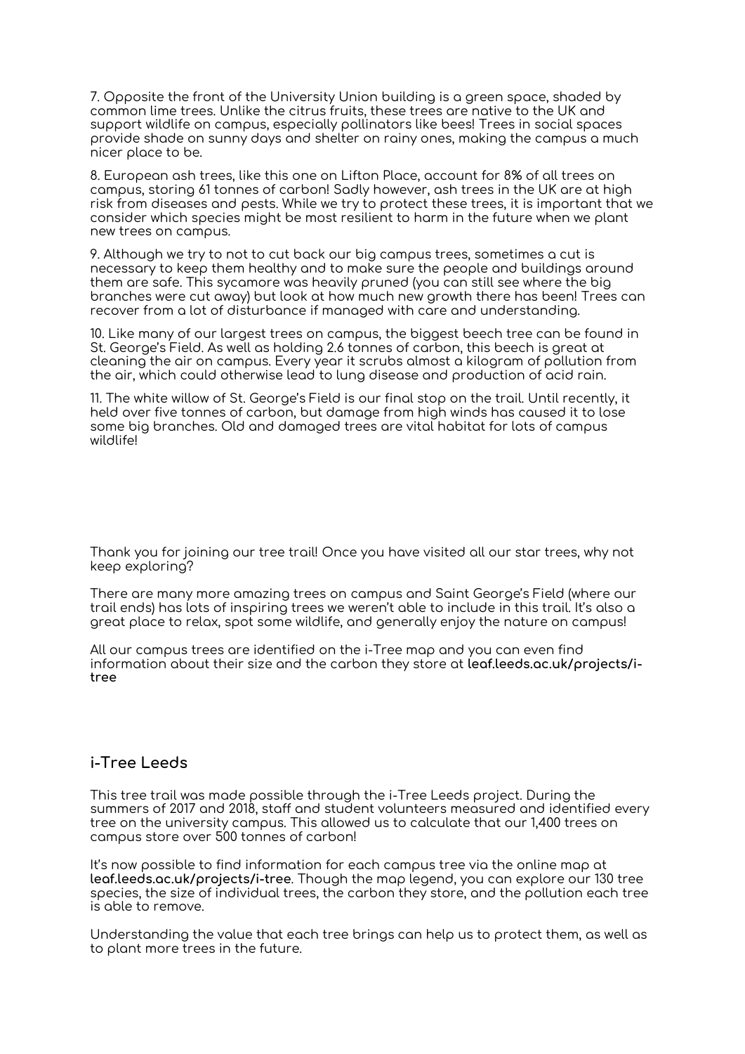7. Opposite the front of the University Union building is a green space, shaded by common lime trees. Unlike the citrus fruits, these trees are native to the UK and support wildlife on campus, especially pollinators like bees! Trees in social spaces provide shade on sunny days and shelter on rainy ones, making the campus a much nicer place to be.

8. European ash trees, like this one on Lifton Place, account for 8% of all trees on campus, storing 61 tonnes of carbon! Sadly however, ash trees in the UK are at high risk from diseases and pests. While we try to protect these trees, it is important that we consider which species might be most resilient to harm in the future when we plant new trees on campus.

9. Although we try to not to cut back our big campus trees, sometimes a cut is necessary to keep them healthy and to make sure the people and buildings around them are safe. This sycamore was heavily pruned (you can still see where the big branches were cut away) but look at how much new growth there has been! Trees can recover from a lot of disturbance if managed with care and understanding.

10. Like many of our largest trees on campus, the biggest beech tree can be found in St. George's Field. As well as holding 2.6 tonnes of carbon, this beech is great at cleaning the air on campus. Every year it scrubs almost a kilogram of pollution from the air, which could otherwise lead to lung disease and production of acid rain.

11. The white willow of St. George's Field is our final stop on the trail. Until recently, it held over five tonnes of carbon, but damage from high winds has caused it to lose some big branches. Old and damaged trees are vital habitat for lots of campus wildlife!

Thank you for joining our tree trail! Once you have visited all our star trees, why not keep exploring?

There are many more amazing trees on campus and Saint George's Field (where our trail ends) has lots of inspiring trees we weren't able to include in this trail. It's also a great place to relax, spot some wildlife, and generally enjoy the nature on campus!

All our campus trees are identified on the i-Tree map and you can even find information about their size and the carbon they store at **leaf.leeds.ac.uk/projects/i-tree**

## i-Tree Leeds

This tree trail was made possible through the i-Tree Leeds project. During the summers of 2017 and 2018, staff and student volunteers measured and identified every tree on the university campus. This allowed us to calculate that our 1,400 trees on campus store over 500 tonnes of carbon!

It's now possible to find information for each campus tree via the online map at **leaf.leeds.ac.uk/projects/i-tree**. Though the map legend, you can explore our 130 tree species, the size of individual trees, the carbon they store, and the pollution each tree is able to remove.

Understanding the value that each tree brings can help us to protect them, as well as to plant more trees in the future.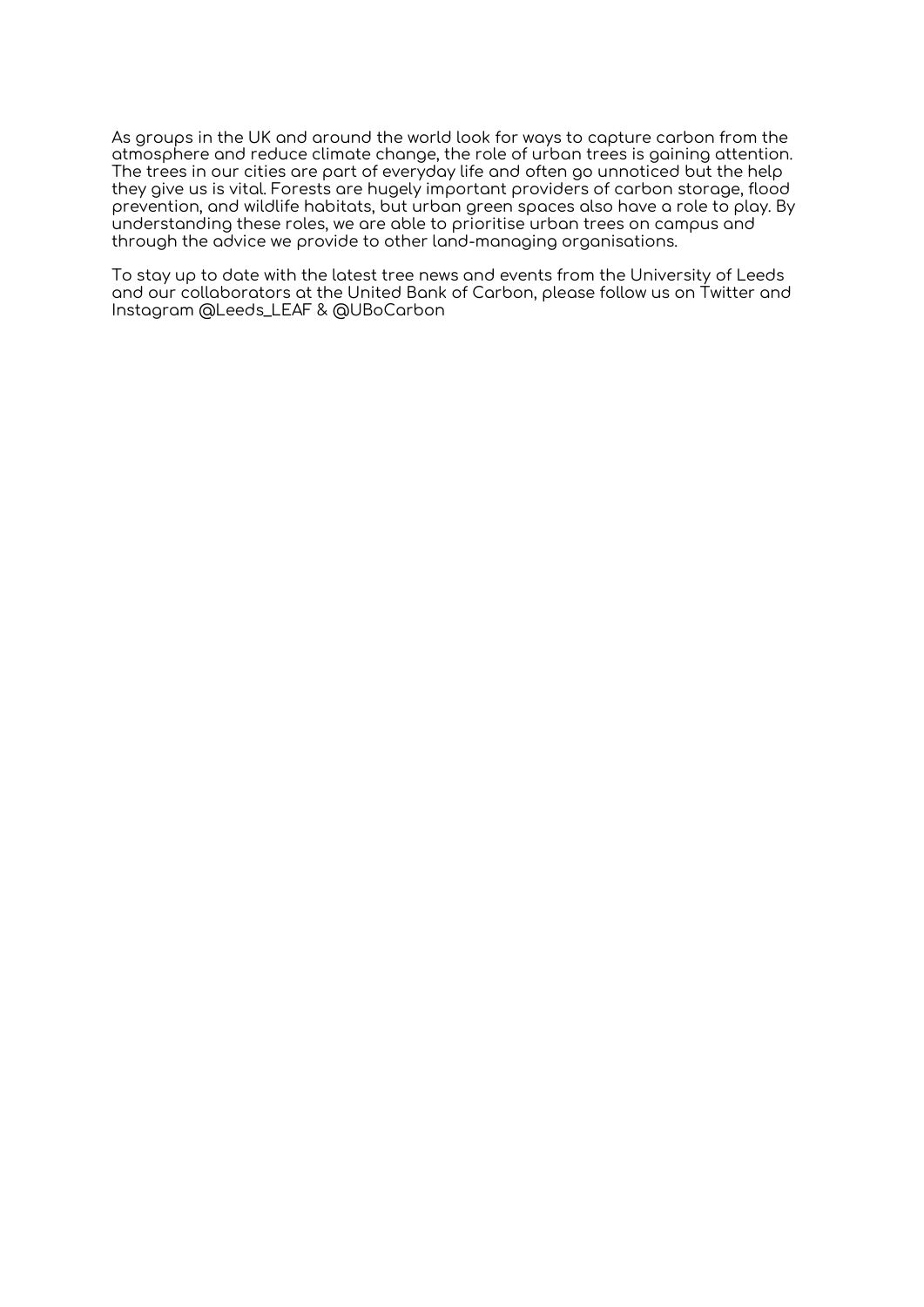As groups in the UK and around the world look for ways to capture carbon from the atmosphere and reduce climate change, the role of urban trees is gaining attention. The trees in our cities are part of everyday life and often go unnoticed but the help they give us is vital. Forests are hugely important providers of carbon storage, flood prevention, and wildlife habitats, but urban green spaces also have a role to play. By understanding these roles, we are able to prioritise urban trees on campus and through the advice we provide to other land-managing organisations.

To stay up to date with the latest tree news and events from the University of Leeds and our collaborators at the United Bank of Carbon, please follow us on Twitter and Instagram @Leeds_LEAF & @UBoCarbon